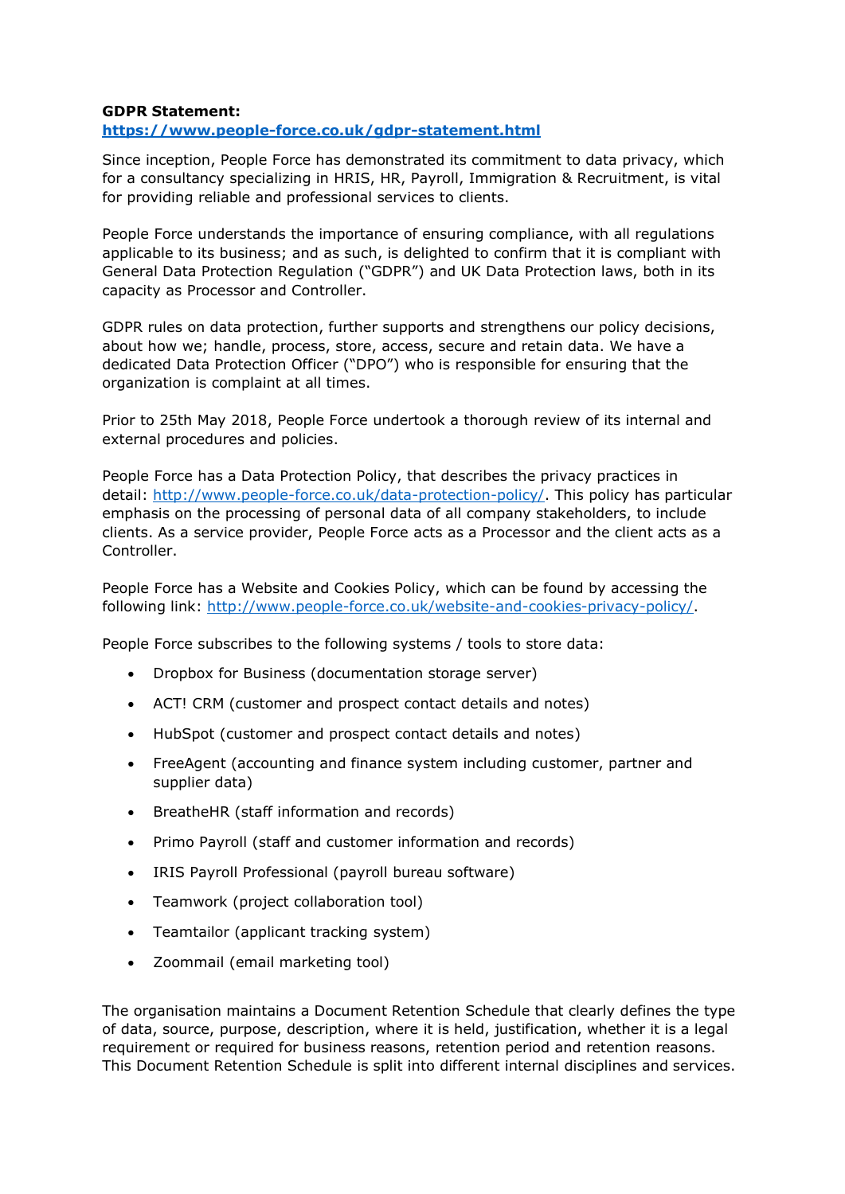**GDPR Statement:**
**https://www.people-force.co.uk/gdpr-statement.html**

Since inception, People Force has demonstrated its commitment to data privacy, which for a consultancy specializing in HRIS, HR, Payroll, Immigration & Recruitment, is vital for providing reliable and professional services to clients.

People Force understands the importance of ensuring compliance, with all regulations applicable to its business; and as such, is delighted to confirm that it is compliant with General Data Protection Regulation ("GDPR") and UK Data Protection laws, both in its capacity as Processor and Controller.

GDPR rules on data protection, further supports and strengthens our policy decisions, about how we; handle, process, store, access, secure and retain data. We have a dedicated Data Protection Officer ("DPO") who is responsible for ensuring that the organization is complaint at all times.

Prior to 25th May 2018, People Force undertook a thorough review of its internal and external procedures and policies.

People Force has a Data Protection Policy, that describes the privacy practices in detail: http://www.people-force.co.uk/data-protection-policy/. This policy has particular emphasis on the processing of personal data of all company stakeholders, to include clients. As a service provider, People Force acts as a Processor and the client acts as a Controller.

People Force has a Website and Cookies Policy, which can be found by accessing the following link: http://www.people-force.co.uk/website-and-cookies-privacy-policy/.

People Force subscribes to the following systems / tools to store data:

- Dropbox for Business (documentation storage server)
- ACT! CRM (customer and prospect contact details and notes)
- HubSpot (customer and prospect contact details and notes)
- FreeAgent (accounting and finance system including customer, partner and supplier data)
- BreatheHR (staff information and records)
- Primo Payroll (staff and customer information and records)
- IRIS Payroll Professional (payroll bureau software)
- Teamwork (project collaboration tool)
- Teamtailor (applicant tracking system)
- Zoommail (email marketing tool)

The organisation maintains a Document Retention Schedule that clearly defines the type of data, source, purpose, description, where it is held, justification, whether it is a legal requirement or required for business reasons, retention period and retention reasons. This Document Retention Schedule is split into different internal disciplines and services.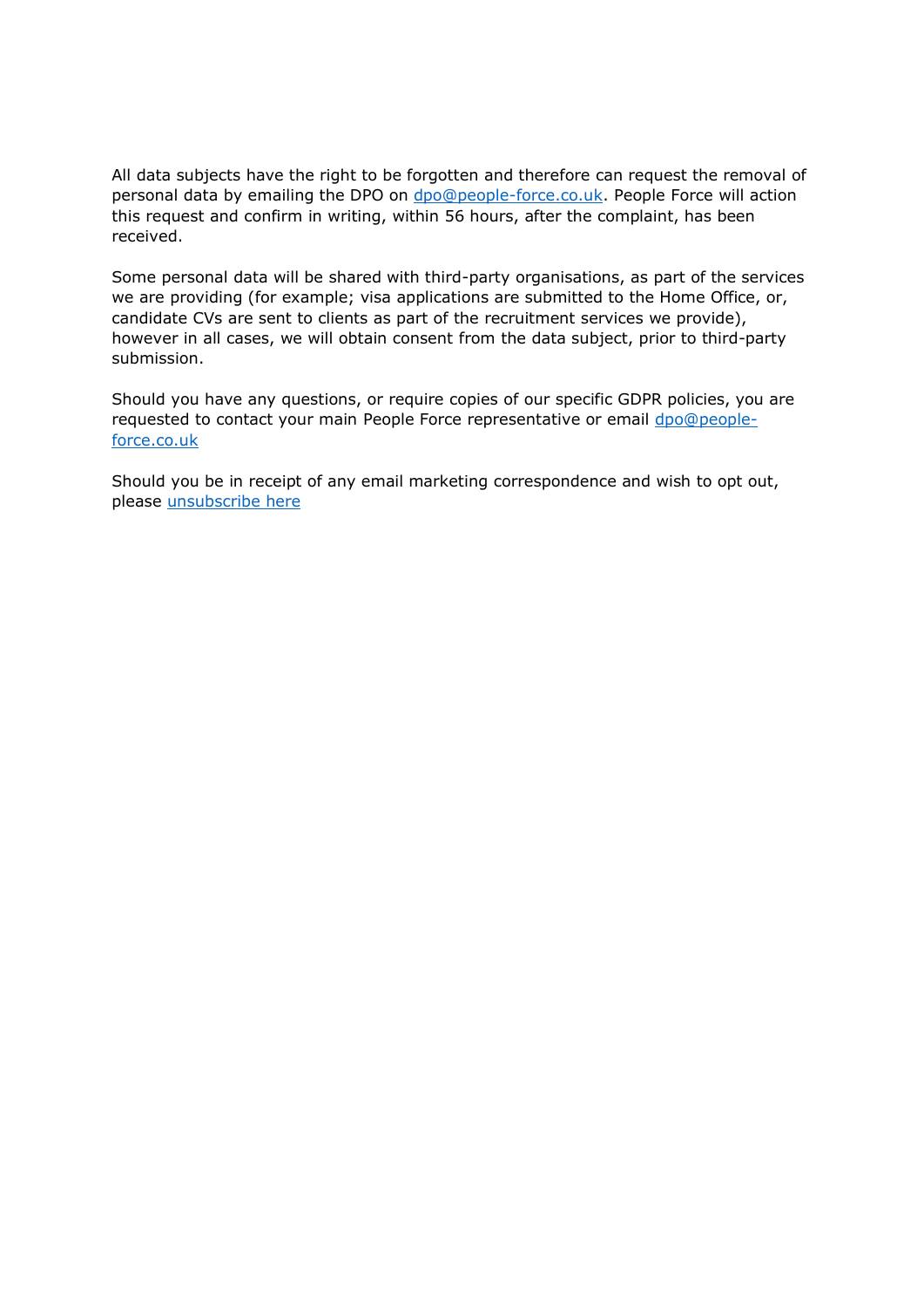All data subjects have the right to be forgotten and therefore can request the removal of personal data by emailing the DPO on [dpo@people-force.co.uk](mailto:dpo@people-force.co.uk). People Force will action this request and confirm in writing, within 56 hours, after the complaint, has been received.

Some personal data will be shared with third-party organisations, as part of the services we are providing (for example; visa applications are submitted to the Home Office, or, candidate CVs are sent to clients as part of the recruitment services we provide), however in all cases, we will obtain consent from the data subject, prior to third-party submission.

Should you have any questions, or require copies of our specific GDPR policies, you are requested to contact your main People Force representative or email [dpo@people-force.co.uk](mailto:dpo@people-force.co.uk)

Should you be in receipt of any email marketing correspondence and wish to opt out, please unsubscribe here